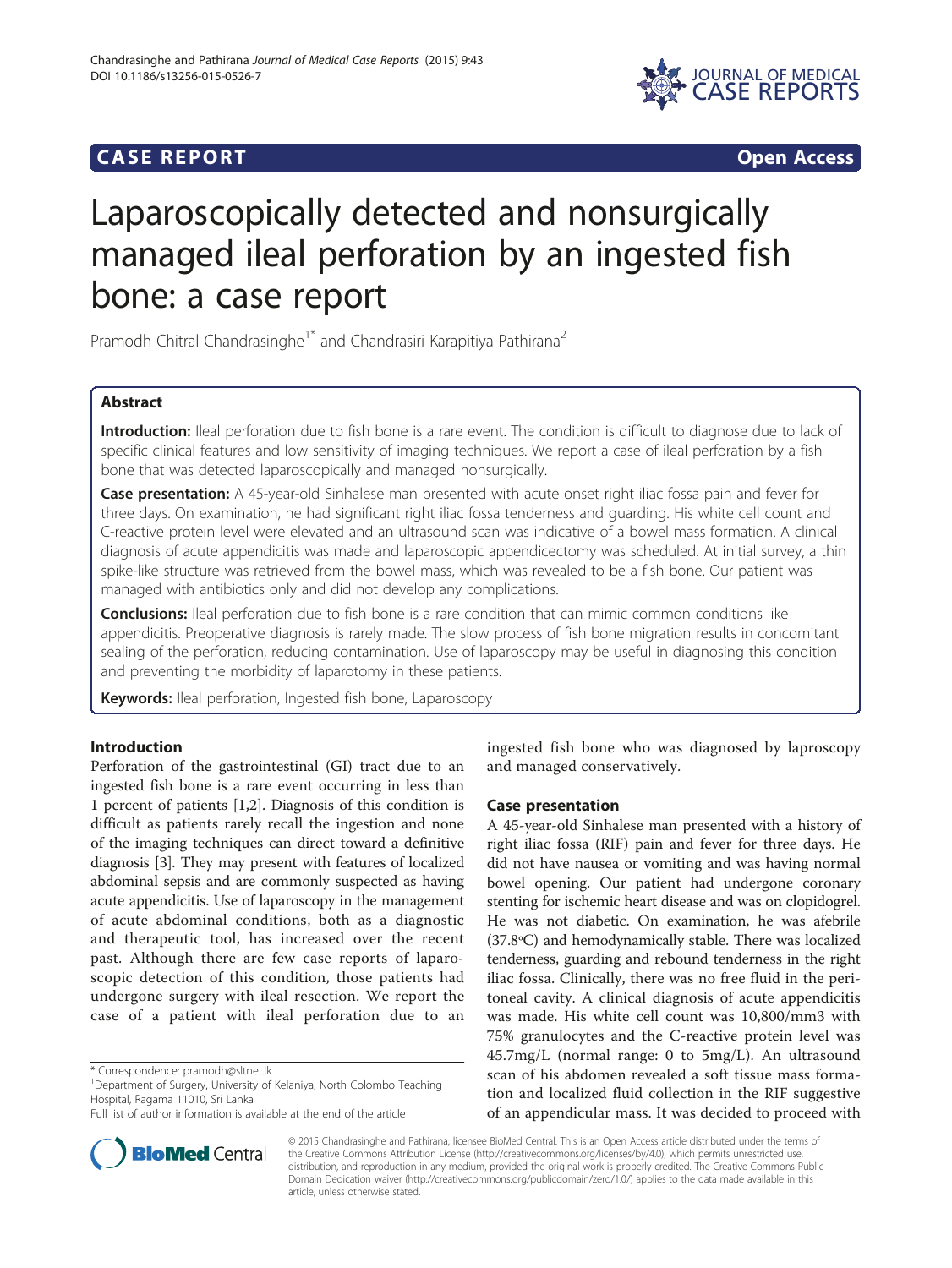**CASE REPORT** **Open Access**

# Laparoscopically detected and nonsurgically managed ileal perforation by an ingested fish bone: a case report

Pramodh Chitral Chandrasinghe[1*] and Chandrasiri Karapitiya Pathirana[2]

## Abstract

**Introduction:** Ileal perforation due to fish bone is a rare event. The condition is difficult to diagnose due to lack of specific clinical features and low sensitivity of imaging techniques. We report a case of ileal perforation by a fish bone that was detected laparoscopically and managed nonsurgically.

**Case presentation:** A 45-year-old Sinhalese man presented with acute onset right iliac fossa pain and fever for three days. On examination, he had significant right iliac fossa tenderness and guarding. His white cell count and C-reactive protein level were elevated and an ultrasound scan was indicative of a bowel mass formation. A clinical diagnosis of acute appendicitis was made and laparoscopic appendicectomy was scheduled. At initial survey, a thin spike-like structure was retrieved from the bowel mass, which was revealed to be a fish bone. Our patient was managed with antibiotics only and did not develop any complications.

**Conclusions:** Ileal perforation due to fish bone is a rare condition that can mimic common conditions like appendicitis. Preoperative diagnosis is rarely made. The slow process of fish bone migration results in concomitant sealing of the perforation, reducing contamination. Use of laparoscopy may be useful in diagnosing this condition and preventing the morbidity of laparotomy in these patients.

**Keywords:** Ileal perforation, Ingested fish bone, Laparoscopy

## Introduction

Perforation of the gastrointestinal (GI) tract due to an ingested fish bone is a rare event occurring in less than 1 percent of patients [1,2]. Diagnosis of this condition is difficult as patients rarely recall the ingestion and none of the imaging techniques can direct toward a definitive diagnosis [3]. They may present with features of localized abdominal sepsis and are commonly suspected as having acute appendicitis. Use of laparoscopy in the management of acute abdominal conditions, both as a diagnostic and therapeutic tool, has increased over the recent past. Although there are few case reports of laparoscopic detection of this condition, those patients had undergone surgery with ileal resection. We report the case of a patient with ileal perforation due to an ingested fish bone who was diagnosed by laproscopy and managed conservatively.

## Case presentation

A 45-year-old Sinhalese man presented with a history of right iliac fossa (RIF) pain and fever for three days. He did not have nausea or vomiting and was having normal bowel opening. Our patient had undergone coronary stenting for ischemic heart disease and was on clopidogrel. He was not diabetic. On examination, he was afebrile (37.8ºC) and hemodynamically stable. There was localized tenderness, guarding and rebound tenderness in the right iliac fossa. Clinically, there was no free fluid in the peritoneal cavity. A clinical diagnosis of acute appendicitis was made. His white cell count was 10,800/mm3 with 75% granulocytes and the C-reactive protein level was 45.7mg/L (normal range: 0 to 5mg/L). An ultrasound scan of his abdomen revealed a soft tissue mass formation and localized fluid collection in the RIF suggestive of an appendicular mass. It was decided to proceed with

\* Correspondence: pramodh@sltnet.lk
[1]Department of Surgery, University of Kelaniya, North Colombo Teaching Hospital, Ragama 11010, Sri Lanka
Full list of author information is available at the end of the article

© 2015 Chandrasinghe and Pathirana; licensee BioMed Central. This is an Open Access article distributed under the terms of the Creative Commons Attribution License (http://creativecommons.org/licenses/by/4.0), which permits unrestricted use, distribution, and reproduction in any medium, provided the original work is properly credited. The Creative Commons Public Domain Dedication waiver (http://creativecommons.org/publicdomain/zero/1.0/) applies to the data made available in this article, unless otherwise stated.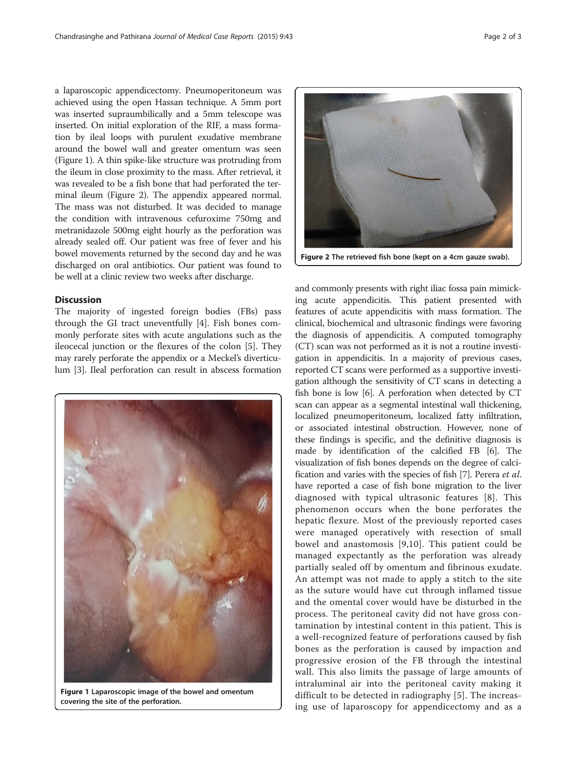a laparoscopic appendicectomy. Pneumoperitoneum was achieved using the open Hassan technique. A 5mm port was inserted supraumbilically and a 5mm telescope was inserted. On initial exploration of the RIF, a mass formation by ileal loops with purulent exudative membrane around the bowel wall and greater omentum was seen (Figure 1). A thin spike-like structure was protruding from the ileum in close proximity to the mass. After retrieval, it was revealed to be a fish bone that had perforated the terminal ileum (Figure 2). The appendix appeared normal. The mass was not disturbed. It was decided to manage the condition with intravenous cefuroxime 750mg and metranidazole 500mg eight hourly as the perforation was already sealed off. Our patient was free of fever and his bowel movements returned by the second day and he was discharged on oral antibiotics. Our patient was found to be well at a clinic review two weeks after discharge.

## Discussion

The majority of ingested foreign bodies (FBs) pass through the GI tract uneventfully [4]. Fish bones commonly perforate sites with acute angulations such as the ileocecal junction or the flexures of the colon [5]. They may rarely perforate the appendix or a Meckel's diverticulum [3]. Ileal perforation can result in abscess formation and commonly presents with right iliac fossa pain mimicking acute appendicitis. This patient presented with features of acute appendicitis with mass formation. The clinical, biochemical and ultrasonic findings were favoring the diagnosis of appendicitis. A computed tomography (CT) scan was not performed as it is not a routine investigation in appendicitis. In a majority of previous cases, reported CT scans were performed as a supportive investigation although the sensitivity of CT scans in detecting a fish bone is low [6]. A perforation when detected by CT scan can appear as a segmental intestinal wall thickening, localized pneumoperitoneum, localized fatty infiltration, or associated intestinal obstruction. However, none of these findings is specific, and the definitive diagnosis is made by identification of the calcified FB [6]. The visualization of fish bones depends on the degree of calcification and varies with the species of fish [7]. Perera *et al.* have reported a case of fish bone migration to the liver diagnosed with typical ultrasonic features [8]. This phenomenon occurs when the bone perforates the hepatic flexure. Most of the previously reported cases were managed operatively with resection of small bowel and anastomosis [9,10]. This patient could be managed expectantly as the perforation was already partially sealed off by omentum and fibrinous exudate. An attempt was not made to apply a stitch to the site as the suture would have cut through inflamed tissue and the omental cover would have be disturbed in the process. The peritoneal cavity did not have gross contamination by intestinal content in this patient. This is a well-recognized feature of perforations caused by fish bones as the perforation is caused by impaction and progressive erosion of the FB through the intestinal wall. This also limits the passage of large amounts of intraluminal air into the peritoneal cavity making it difficult to be detected in radiography [5]. The increasing use of laparoscopy for appendicectomy and as a

**Figure 1** Laparoscopic image of the bowel and omentum covering the site of the perforation.

**Figure 2** The retrieved fish bone (kept on a 4cm gauze swab).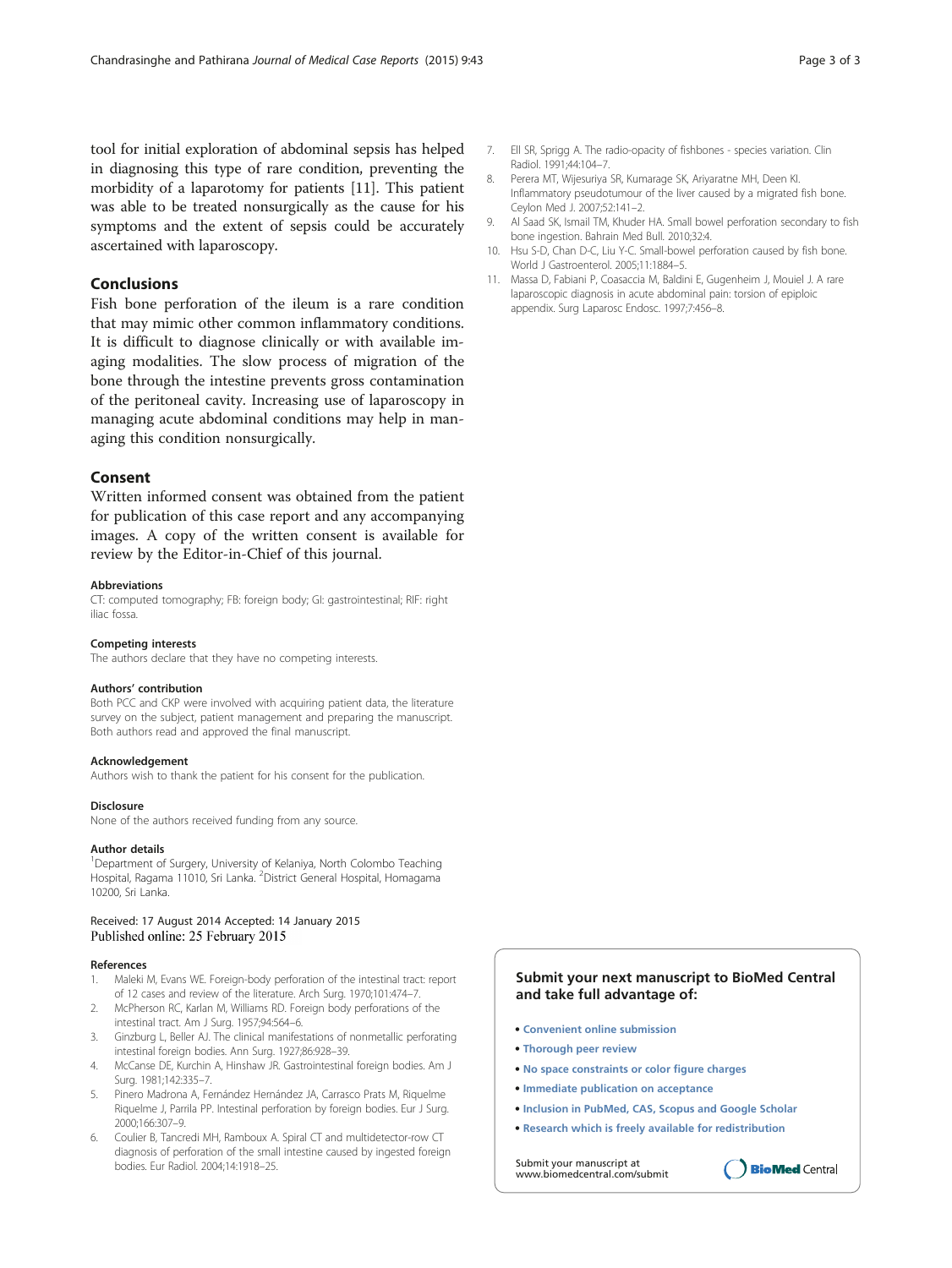tool for initial exploration of abdominal sepsis has helped in diagnosing this type of rare condition, preventing the morbidity of a laparotomy for patients [11]. This patient was able to be treated nonsurgically as the cause for his symptoms and the extent of sepsis could be accurately ascertained with laparoscopy.

## Conclusions

Fish bone perforation of the ileum is a rare condition that may mimic other common inflammatory conditions. It is difficult to diagnose clinically or with available imaging modalities. The slow process of migration of the bone through the intestine prevents gross contamination of the peritoneal cavity. Increasing use of laparoscopy in managing acute abdominal conditions may help in managing this condition nonsurgically.

## Consent

Written informed consent was obtained from the patient for publication of this case report and any accompanying images. A copy of the written consent is available for review by the Editor-in-Chief of this journal.

#### Abbreviations

CT: computed tomography; FB: foreign body; GI: gastrointestinal; RIF: right iliac fossa.

#### Competing interests

The authors declare that they have no competing interests.

#### Authors' contribution

Both PCC and CKP were involved with acquiring patient data, the literature survey on the subject, patient management and preparing the manuscript. Both authors read and approved the final manuscript.

#### Acknowledgement

Authors wish to thank the patient for his consent for the publication.

#### Disclosure

None of the authors received funding from any source.

#### Author details

[1]Department of Surgery, University of Kelaniya, North Colombo Teaching Hospital, Ragama 11010, Sri Lanka. [2]District General Hospital, Homagama 10200, Sri Lanka.

Received: 17 August 2014 Accepted: 14 January 2015
Published online: 25 February 2015

#### References

1. Maleki M, Evans WE. Foreign-body perforation of the intestinal tract: report of 12 cases and review of the literature. Arch Surg. 1970;101:474–7.
2. McPherson RC, Karlan M, Williams RD. Foreign body perforations of the intestinal tract. Am J Surg. 1957;94:564–6.
3. Ginzburg L, Beller AJ. The clinical manifestations of nonmetallic perforating intestinal foreign bodies. Ann Surg. 1927;86:928–39.
4. McCanse DE, Kurchin A, Hinshaw JR. Gastrointestinal foreign bodies. Am J Surg. 1981;142:335–7.
5. Pinero Madrona A, Fernández Hernández JA, Carrasco Prats M, Riquelme Riquelme J, Parrila PP. Intestinal perforation by foreign bodies. Eur J Surg. 2000;166:307–9.
6. Coulier B, Tancredi MH, Ramboux A. Spiral CT and multidetector-row CT diagnosis of perforation of the small intestine caused by ingested foreign bodies. Eur Radiol. 2004;14:1918–25.
7. Ell SR, Sprigg A. The radio-opacity of fishbones - species variation. Clin Radiol. 1991;44:104–7.
8. Perera MT, Wijesuriya SR, Kumarage SK, Ariyaratne MH, Deen KI. Inflammatory pseudotumour of the liver caused by a migrated fish bone. Ceylon Med J. 2007;52:141–2.
9. Al Saad SK, Ismail TM, Khuder HA. Small bowel perforation secondary to fish bone ingestion. Bahrain Med Bull. 2010;32:4.
10. Hsu S-D, Chan D-C, Liu Y-C. Small-bowel perforation caused by fish bone. World J Gastroenterol. 2005;11:1884–5.
11. Massa D, Fabiani P, Coasaccia M, Baldini E, Gugenheim J, Mouiel J. A rare laparoscopic diagnosis in acute abdominal pain: torsion of epiploic appendix. Surg Laparosc Endosc. 1997;7:456–8.

**Submit your next manuscript to BioMed Central and take full advantage of:**

- Convenient online submission
- Thorough peer review
- No space constraints or color figure charges
- Immediate publication on acceptance
- Inclusion in PubMed, CAS, Scopus and Google Scholar
- Research which is freely available for redistribution

Submit your manuscript at www.biomedcentral.com/submit

BioMed Central